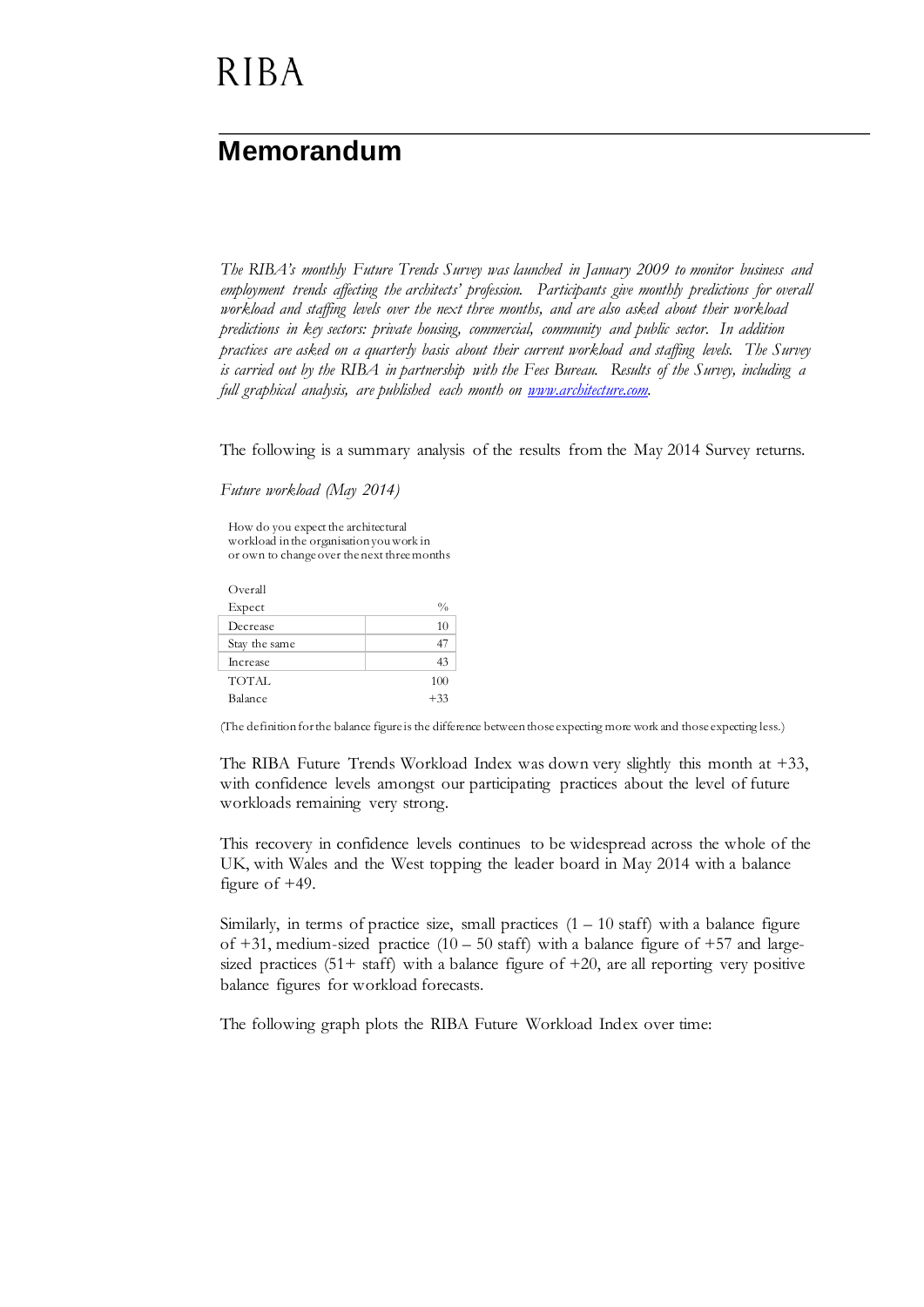RIBA

# Memorandum

*The RIBA's monthly Future Trends Survey was launched in January 2009 to monitor business and employment trends affecting the architects' profession. Participants give monthly predictions for overall workload and staffing levels over the next three months, and are also asked about their workload predictions in key sectors: private housing, commercial, community and public sector. In addition practices are asked on a quarterly basis about their current workload and staffing levels. The Survey is carried out by the RIBA in partnership with the Fees Bureau. Results of the Survey, including a full graphical analysis, are published each month on [www.architecture.com](www.architecture.com).*

The following is a summary analysis of the results from the May 2014 Survey returns.

*Future workload (May 2014)*

How do you expect the architectural workload in the organisation you work in or own to change over the next three months

| Overall Expect | % |
|---|---|
| Decrease | 10 |
| Stay the same | 47 |
| Increase | 43 |
| TOTAL | 100 |
| Balance | +33 |

(The definition for the balance figure is the difference between those expecting more work and those expecting less.)

The RIBA Future Trends Workload Index was down very slightly this month at +33, with confidence levels amongst our participating practices about the level of future workloads remaining very strong.

This recovery in confidence levels continues to be widespread across the whole of the UK, with Wales and the West topping the leader board in May 2014 with a balance figure of +49.

Similarly, in terms of practice size, small practices (1 – 10 staff) with a balance figure of +31, medium-sized practice (10 – 50 staff) with a balance figure of +57 and large-sized practices (51+ staff) with a balance figure of +20, are all reporting very positive balance figures for workload forecasts.

The following graph plots the RIBA Future Workload Index over time: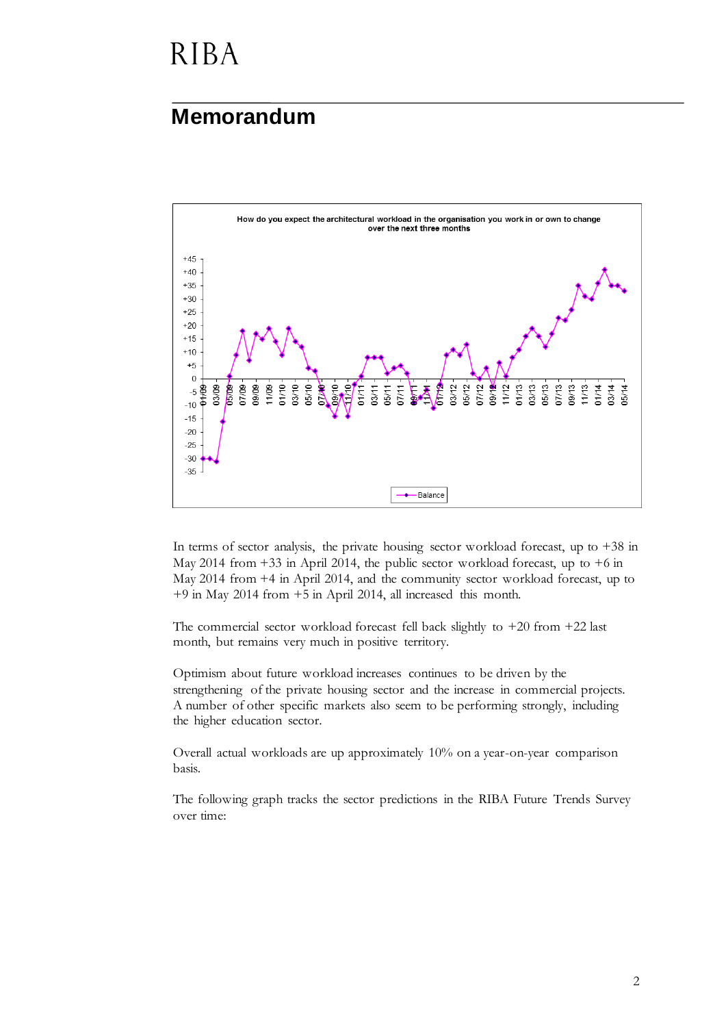# Memorandum

How do you expect the architectural workload in the organisation you work in or own to change over the next three months

In terms of sector analysis, the private housing sector workload forecast, up to +38 in May 2014 from +33 in April 2014, the public sector workload forecast, up to +6 in May 2014 from +4 in April 2014, and the community sector workload forecast, up to +9 in May 2014 from +5 in April 2014, all increased this month.

The commercial sector workload forecast fell back slightly to +20 from +22 last month, but remains very much in positive territory.

Optimism about future workload increases continues to be driven by the strengthening of the private housing sector and the increase in commercial projects. A number of other specific markets also seem to be performing strongly, including the higher education sector.

Overall actual workloads are up approximately 10% on a year-on-year comparison basis.

The following graph tracks the sector predictions in the RIBA Future Trends Survey over time: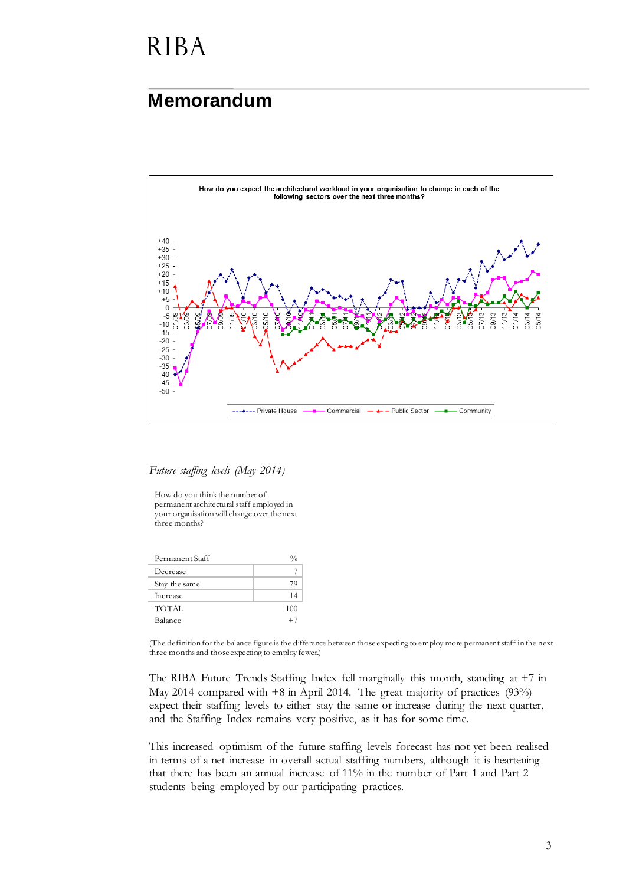RIBA

## Memorandum

How do you expect the architectural workload in your organisation to change in each of the following sectors over the next three months?

*Future staffing levels (May 2014)*

How do you think the number of permanent architectural staff employed in your organisation will change over the next three months?

| Permanent Staff | % |
|---|---|
| Decrease | 7 |
| Stay the same | 79 |
| Increase | 14 |
| TOTAL | 100 |
| Balance | +7 |

(The definition for the balance figure is the difference between those expecting to employ more permanent staff in the next three months and those expecting to employ fewer.)

The RIBA Future Trends Staffing Index fell marginally this month, standing at +7 in May 2014 compared with +8 in April 2014. The great majority of practices (93%) expect their staffing levels to either stay the same or increase during the next quarter, and the Staffing Index remains very positive, as it has for some time.

This increased optimism of the future staffing levels forecast has not yet been realised in terms of a net increase in overall actual staffing numbers, although it is heartening that there has been an annual increase of 11% in the number of Part 1 and Part 2 students being employed by our participating practices.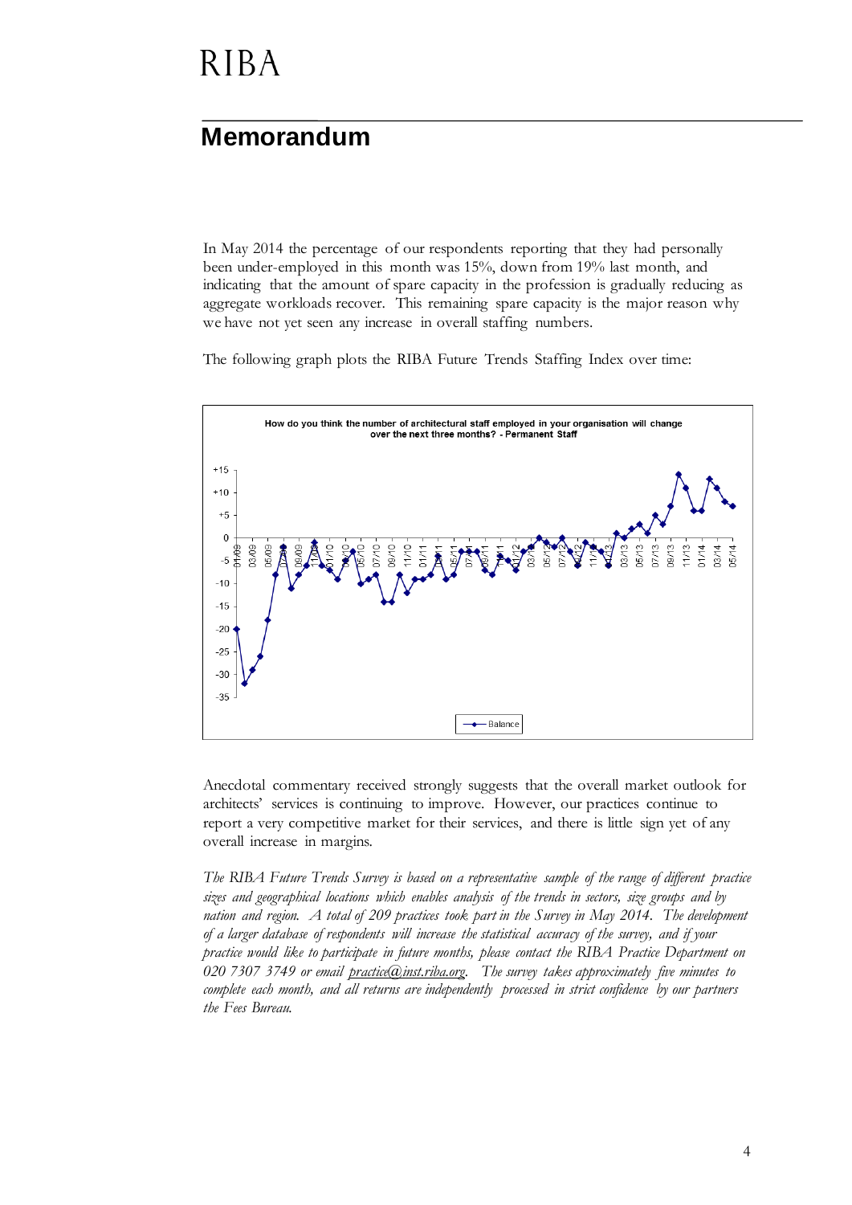RIBA

## Memorandum

In May 2014 the percentage of our respondents reporting that they had personally been under-employed in this month was 15%, down from 19% last month, and indicating that the amount of spare capacity in the profession is gradually reducing as aggregate workloads recover. This remaining spare capacity is the major reason why we have not yet seen any increase in overall staffing numbers.

The following graph plots the RIBA Future Trends Staffing Index over time:

How do you think the number of architectural staff employed in your organisation will change over the next three months? - Permanent Staff

+15
+10
+5
0
-5
-10
-15
-20
-25
-30
-35

01/09 03/09 05/09 07/09 09/09 11/09 01/10 03/10 05/10 07/10 09/10 11/10 01/11 03/11 05/11 07/11 09/11 11/11 01/12 03/12 05/12 07/12 09/12 11/12 01/13 03/13 05/13 07/13 09/13 11/13 01/14 03/14 05/14

Balance

Anecdotal commentary received strongly suggests that the overall market outlook for architects' services is continuing to improve. However, our practices continue to report a very competitive market for their services, and there is little sign yet of any overall increase in margins.

*The RIBA Future Trends Survey is based on a representative sample of the range of different practice sizes and geographical locations which enables analysis of the trends in sectors, size groups and by nation and region. A total of 209 practices took part in the Survey in May 2014. The development of a larger database of respondents will increase the statistical accuracy of the survey, and if your practice would like to participate in future months, please contact the RIBA Practice Department on 020 7307 3749 or email practice@inst.riba.org. The survey takes approximately five minutes to complete each month, and all returns are independently processed in strict confidence by our partners the Fees Bureau.*